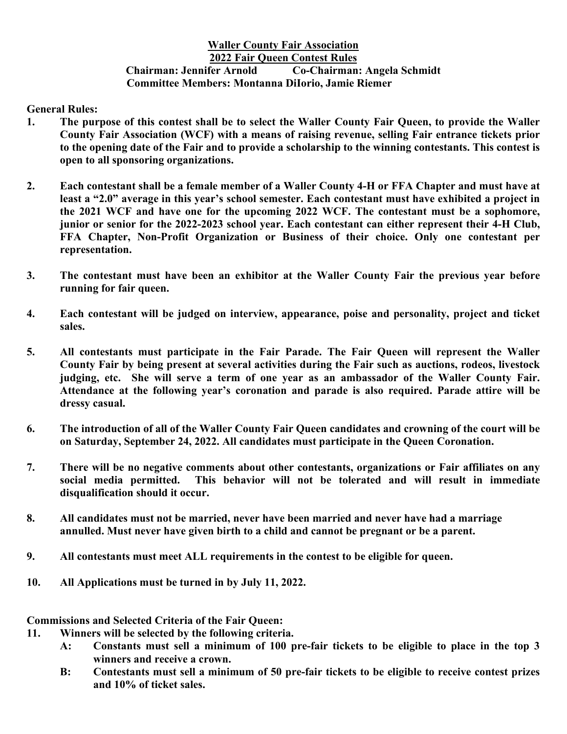# Waller County Fair Association

## 2022 Fair Queen Contest Rules

**Chairman: Jennifer Arnold          Co-Chairman: Angela Schmidt**

**Committee Members: Montanna DiIorio, Jamie Riemer**

**General Rules:**

1. **The purpose of this contest shall be to select the Waller County Fair Queen, to provide the Waller County Fair Association (WCF) with a means of raising revenue, selling Fair entrance tickets prior to the opening date of the Fair and to provide a scholarship to the winning contestants. This contest is open to all sponsoring organizations.**

2. **Each contestant shall be a female member of a Waller County 4-H or FFA Chapter and must have at least a "2.0" average in this year's school semester. Each contestant must have exhibited a project in the 2021 WCF and have one for the upcoming 2022 WCF. The contestant must be a sophomore, junior or senior for the 2022-2023 school year. Each contestant can either represent their 4-H Club, FFA Chapter, Non-Profit Organization or Business of their choice. Only one contestant per representation.**

3. **The contestant must have been an exhibitor at the Waller County Fair the previous year before running for fair queen.**

4. **Each contestant will be judged on interview, appearance, poise and personality, project and ticket sales.**

5. **All contestants must participate in the Fair Parade. The Fair Queen will represent the Waller County Fair by being present at several activities during the Fair such as auctions, rodeos, livestock judging, etc. She will serve a term of one year as an ambassador of the Waller County Fair. Attendance at the following year's coronation and parade is also required. Parade attire will be dressy casual.**

6. **The introduction of all of the Waller County Fair Queen candidates and crowning of the court will be on Saturday, September 24, 2022. All candidates must participate in the Queen Coronation.**

7. **There will be no negative comments about other contestants, organizations or Fair affiliates on any social media permitted. This behavior will not be tolerated and will result in immediate disqualification should it occur.**

8. **All candidates must not be married, never have been married and never have had a marriage annulled. Must never have given birth to a child and cannot be pregnant or be a parent.**

9. **All contestants must meet ALL requirements in the contest to be eligible for queen.**

10. **All Applications must be turned in by July 11, 2022.**

**Commissions and Selected Criteria of the Fair Queen:**

11. **Winners will be selected by the following criteria.**
    - **A: Constants must sell a minimum of 100 pre-fair tickets to be eligible to place in the top 3 winners and receive a crown.**
    - **B: Contestants must sell a minimum of 50 pre-fair tickets to be eligible to receive contest prizes and 10% of ticket sales.**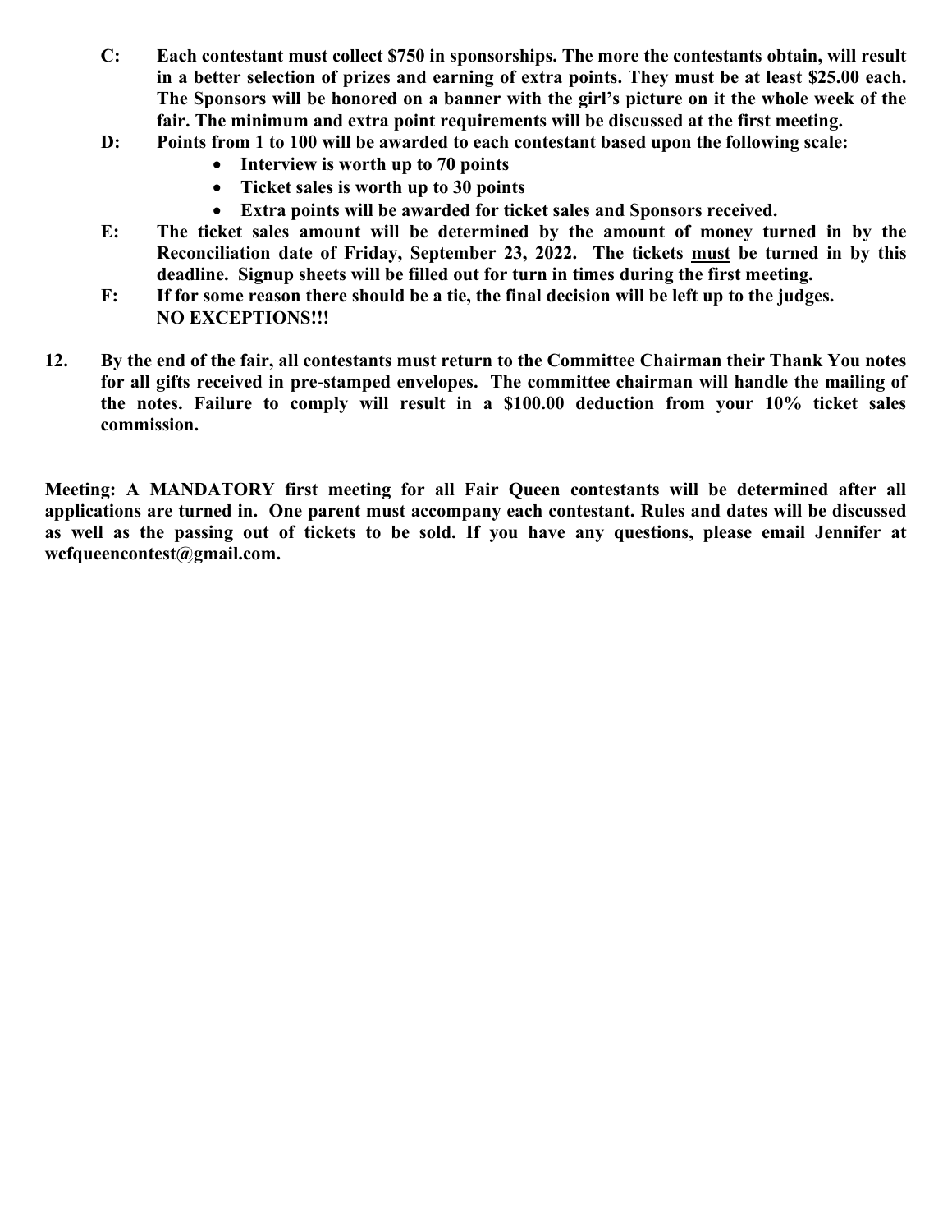**C: Each contestant must collect $750 in sponsorships. The more the contestants obtain, will result in a better selection of prizes and earning of extra points. They must be at least $25.00 each. The Sponsors will be honored on a banner with the girl's picture on it the whole week of the fair. The minimum and extra point requirements will be discussed at the first meeting.**

**D: Points from 1 to 100 will be awarded to each contestant based upon the following scale:**

- **Interview is worth up to 70 points**
- **Ticket sales is worth up to 30 points**
- **Extra points will be awarded for ticket sales and Sponsors received.**

**E: The ticket sales amount will be determined by the amount of money turned in by the Reconciliation date of Friday, September 23, 2022. The tickets <u>must</u> be turned in by this deadline. Signup sheets will be filled out for turn in times during the first meeting.**

**F: If for some reason there should be a tie, the final decision will be left up to the judges. NO EXCEPTIONS!!!**

**12. By the end of the fair, all contestants must return to the Committee Chairman their Thank You notes for all gifts received in pre-stamped envelopes. The committee chairman will handle the mailing of the notes. Failure to comply will result in a $100.00 deduction from your 10% ticket sales commission.**

**Meeting: A MANDATORY first meeting for all Fair Queen contestants will be determined after all applications are turned in. One parent must accompany each contestant. Rules and dates will be discussed as well as the passing out of tickets to be sold. If you have any questions, please email Jennifer at wcfqueencontest@gmail.com.**